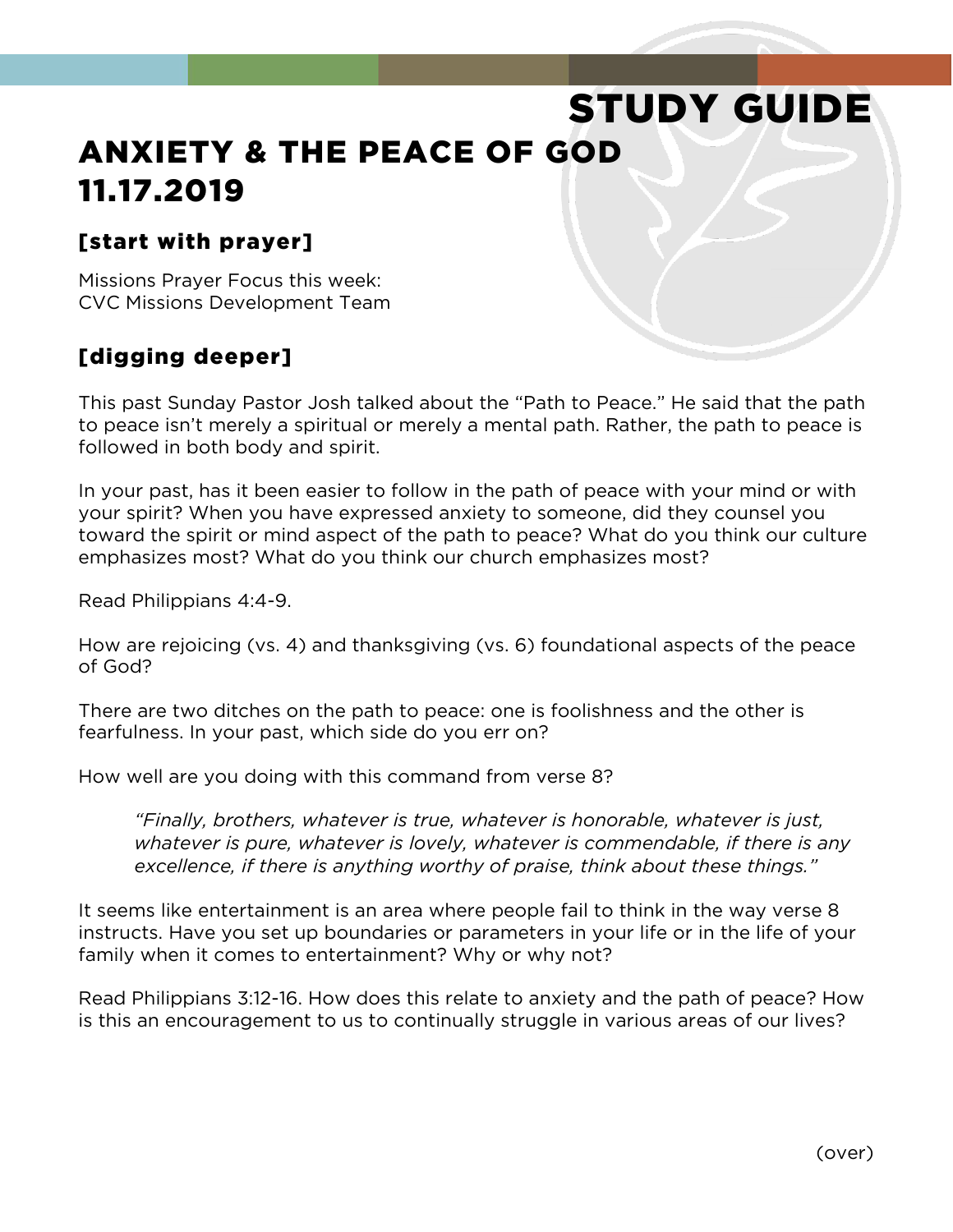# STUDY GUIDE

# ANXIETY & THE PEACE OF GOD
# 11.17.2019

## [start with prayer]

Missions Prayer Focus this week:
CVC Missions Development Team

## [digging deeper]

This past Sunday Pastor Josh talked about the "Path to Peace." He said that the path to peace isn't merely a spiritual or merely a mental path. Rather, the path to peace is followed in both body and spirit.

In your past, has it been easier to follow in the path of peace with your mind or with your spirit? When you have expressed anxiety to someone, did they counsel you toward the spirit or mind aspect of the path to peace? What do you think our culture emphasizes most? What do you think our church emphasizes most?

Read Philippians 4:4-9.

How are rejoicing (vs. 4) and thanksgiving (vs. 6) foundational aspects of the peace of God?

There are two ditches on the path to peace: one is foolishness and the other is fearfulness. In your past, which side do you err on?

How well are you doing with this command from verse 8?

> *"Finally, brothers, whatever is true, whatever is honorable, whatever is just, whatever is pure, whatever is lovely, whatever is commendable, if there is any excellence, if there is anything worthy of praise, think about these things."*

It seems like entertainment is an area where people fail to think in the way verse 8 instructs. Have you set up boundaries or parameters in your life or in the life of your family when it comes to entertainment? Why or why not?

Read Philippians 3:12-16. How does this relate to anxiety and the path of peace? How is this an encouragement to us to continually struggle in various areas of our lives?

(over)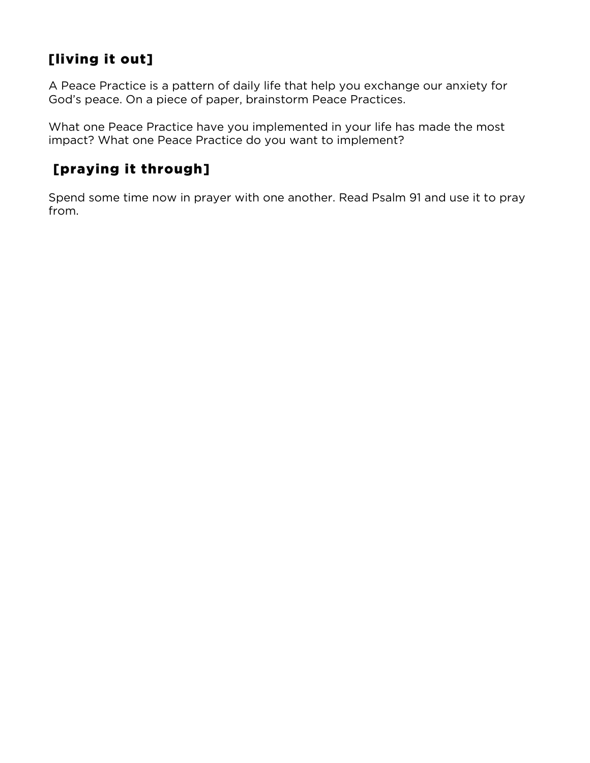## [living it out]

A Peace Practice is a pattern of daily life that help you exchange our anxiety for God's peace. On a piece of paper, brainstorm Peace Practices.

What one Peace Practice have you implemented in your life has made the most impact? What one Peace Practice do you want to implement?

## [praying it through]

Spend some time now in prayer with one another. Read Psalm 91 and use it to pray from.